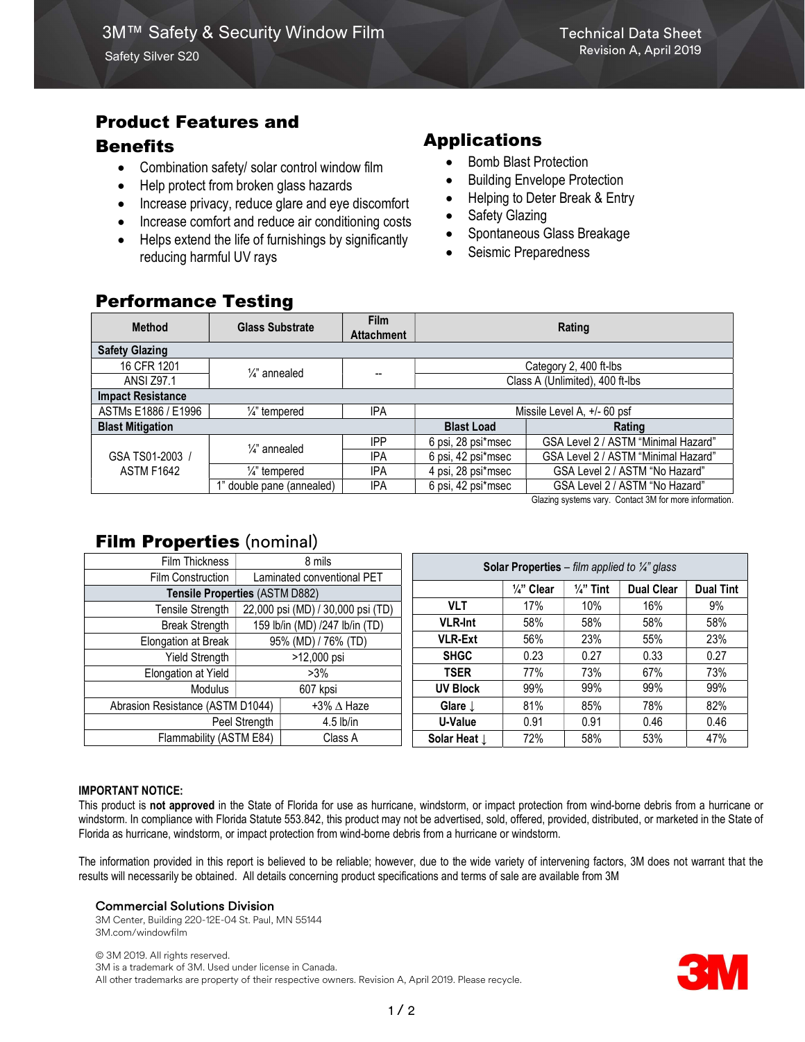# 3M™ Safety & Security Window Film

Safety Silver S20

Technical Data Sheet
Revision A, April 2019

## Product Features and Benefits

- Combination safety/ solar control window film
- Help protect from broken glass hazards
- Increase privacy, reduce glare and eye discomfort
- Increase comfort and reduce air conditioning costs
- Helps extend the life of furnishings by significantly reducing harmful UV rays

## Applications

- Bomb Blast Protection
- Building Envelope Protection
- Helping to Deter Break & Entry
- Safety Glazing
- Spontaneous Glass Breakage
- Seismic Preparedness

## Performance Testing

| Method | Glass Substrate | Film Attachment | Rating | |
|---|---|---|---|---|
| **Safety Glazing** | | | | |
| 16 CFR 1201 | ¼" annealed | -- | Category 2, 400 ft-lbs | |
| ANSI Z97.1 | ¼" annealed | -- | Class A (Unlimited), 400 ft-lbs | |
| **Impact Resistance** | | | | |
| ASTMs E1886 / E1996 | ¼" tempered | IPA | Missile Level A, +/- 60 psf | |
| **Blast Mitigation** | | | **Blast Load** | **Rating** |
| GSA TS01-2003 / ASTM F1642 | ¼" annealed | IPP | 6 psi, 28 psi*msec | GSA Level 2 / ASTM "Minimal Hazard" |
| GSA TS01-2003 / ASTM F1642 | ¼" annealed | IPA | 6 psi, 42 psi*msec | GSA Level 2 / ASTM "Minimal Hazard" |
| GSA TS01-2003 / ASTM F1642 | ¼" tempered | IPA | 4 psi, 28 psi*msec | GSA Level 2 / ASTM "No Hazard" |
| GSA TS01-2003 / ASTM F1642 | 1" double pane (annealed) | IPA | 6 psi, 42 psi*msec | GSA Level 2 / ASTM "No Hazard" |

Glazing systems vary. Contact 3M for more information.

## Film Properties (nominal)

| Property | Value |
|---|---|
| Film Thickness | 8 mils |
| Film Construction | Laminated conventional PET |
| **Tensile Properties** (ASTM D882) | |
| Tensile Strength | 22,000 psi (MD) / 30,000 psi (TD) |
| Break Strength | 159 lb/in (MD) /247 lb/in (TD) |
| Elongation at Break | 95% (MD) / 76% (TD) |
| Yield Strength | >12,000 psi |
| Elongation at Yield | >3% |
| Modulus | 607 kpsi |
| Abrasion Resistance (ASTM D1044) | +3% Δ Haze |
| Peel Strength | 4.5 lb/in |
| Flammability (ASTM E84) | Class A |

**Solar Properties** – *film applied to ¼" glass*

| | ¼" Clear | ¼" Tint | Dual Clear | Dual Tint |
|---|---|---|---|---|
| **VLT** | 17% | 10% | 16% | 9% |
| **VLR-Int** | 58% | 58% | 58% | 58% |
| **VLR-Ext** | 56% | 23% | 55% | 23% |
| **SHGC** | 0.23 | 0.27 | 0.33 | 0.27 |
| **TSER** | 77% | 73% | 67% | 73% |
| **UV Block** | 99% | 99% | 99% | 99% |
| **Glare ↓** | 81% | 85% | 78% | 82% |
| **U-Value** | 0.91 | 0.91 | 0.46 | 0.46 |
| **Solar Heat ↓** | 72% | 58% | 53% | 47% |

**IMPORTANT NOTICE:**

This product is **not approved** in the State of Florida for use as hurricane, windstorm, or impact protection from wind-borne debris from a hurricane or windstorm. In compliance with Florida Statute 553.842, this product may not be advertised, sold, offered, provided, distributed, or marketed in the State of Florida as hurricane, windstorm, or impact protection from wind-borne debris from a hurricane or windstorm.

The information provided in this report is believed to be reliable; however, due to the wide variety of intervening factors, 3M does not warrant that the results will necessarily be obtained. All details concerning product specifications and terms of sale are available from 3M

**Commercial Solutions Division**
3M Center, Building 220-12E-04 St. Paul, MN 55144
3M.com/windowfilm

© 3M 2019. All rights reserved.
3M is a trademark of 3M. Used under license in Canada.
All other trademarks are property of their respective owners. Revision A, April 2019. Please recycle.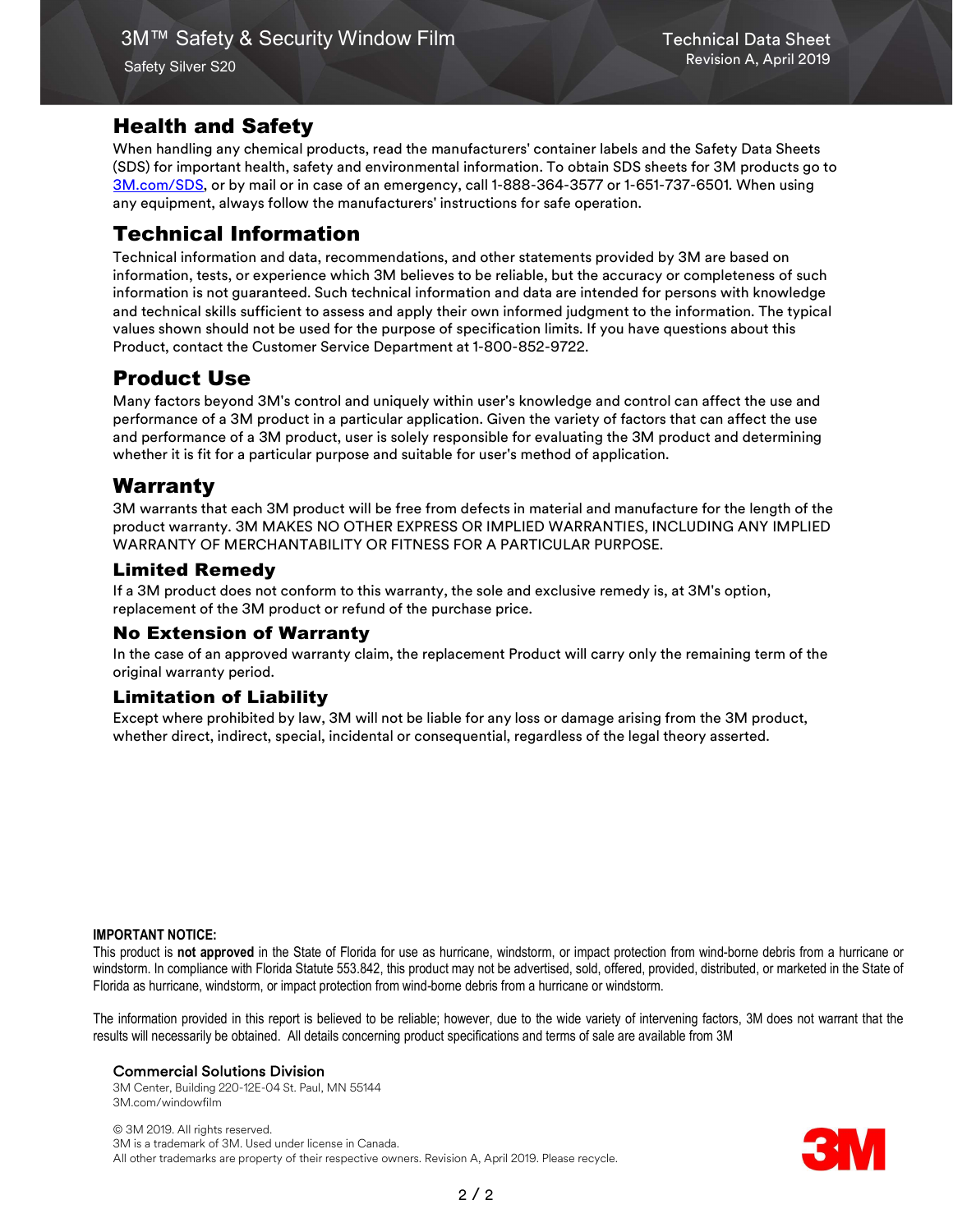## Health and Safety

When handling any chemical products, read the manufacturers' container labels and the Safety Data Sheets (SDS) for important health, safety and environmental information. To obtain SDS sheets for 3M products go to [3M.com/SDS](3M.com/SDS), or by mail or in case of an emergency, call 1-888-364-3577 or 1-651-737-6501. When using any equipment, always follow the manufacturers' instructions for safe operation.

## Technical Information

Technical information and data, recommendations, and other statements provided by 3M are based on information, tests, or experience which 3M believes to be reliable, but the accuracy or completeness of such information is not guaranteed. Such technical information and data are intended for persons with knowledge and technical skills sufficient to assess and apply their own informed judgment to the information. The typical values shown should not be used for the purpose of specification limits. If you have questions about this Product, contact the Customer Service Department at 1-800-852-9722.

## Product Use

Many factors beyond 3M's control and uniquely within user's knowledge and control can affect the use and performance of a 3M product in a particular application. Given the variety of factors that can affect the use and performance of a 3M product, user is solely responsible for evaluating the 3M product and determining whether it is fit for a particular purpose and suitable for user's method of application.

## Warranty

3M warrants that each 3M product will be free from defects in material and manufacture for the length of the product warranty. 3M MAKES NO OTHER EXPRESS OR IMPLIED WARRANTIES, INCLUDING ANY IMPLIED WARRANTY OF MERCHANTABILITY OR FITNESS FOR A PARTICULAR PURPOSE.

### Limited Remedy

If a 3M product does not conform to this warranty, the sole and exclusive remedy is, at 3M's option, replacement of the 3M product or refund of the purchase price.

### No Extension of Warranty

In the case of an approved warranty claim, the replacement Product will carry only the remaining term of the original warranty period.

### Limitation of Liability

Except where prohibited by law, 3M will not be liable for any loss or damage arising from the 3M product, whether direct, indirect, special, incidental or consequential, regardless of the legal theory asserted.

**IMPORTANT NOTICE:**

This product is **not approved** in the State of Florida for use as hurricane, windstorm, or impact protection from wind-borne debris from a hurricane or windstorm. In compliance with Florida Statute 553.842, this product may not be advertised, sold, offered, provided, distributed, or marketed in the State of Florida as hurricane, windstorm, or impact protection from wind-borne debris from a hurricane or windstorm.

The information provided in this report is believed to be reliable; however, due to the wide variety of intervening factors, 3M does not warrant that the results will necessarily be obtained. All details concerning product specifications and terms of sale are available from 3M

**Commercial Solutions Division**
3M Center, Building 220-12E-04 St. Paul, MN 55144
3M.com/windowfilm

© 3M 2019. All rights reserved.
3M is a trademark of 3M. Used under license in Canada.
All other trademarks are property of their respective owners. Revision A, April 2019. Please recycle.